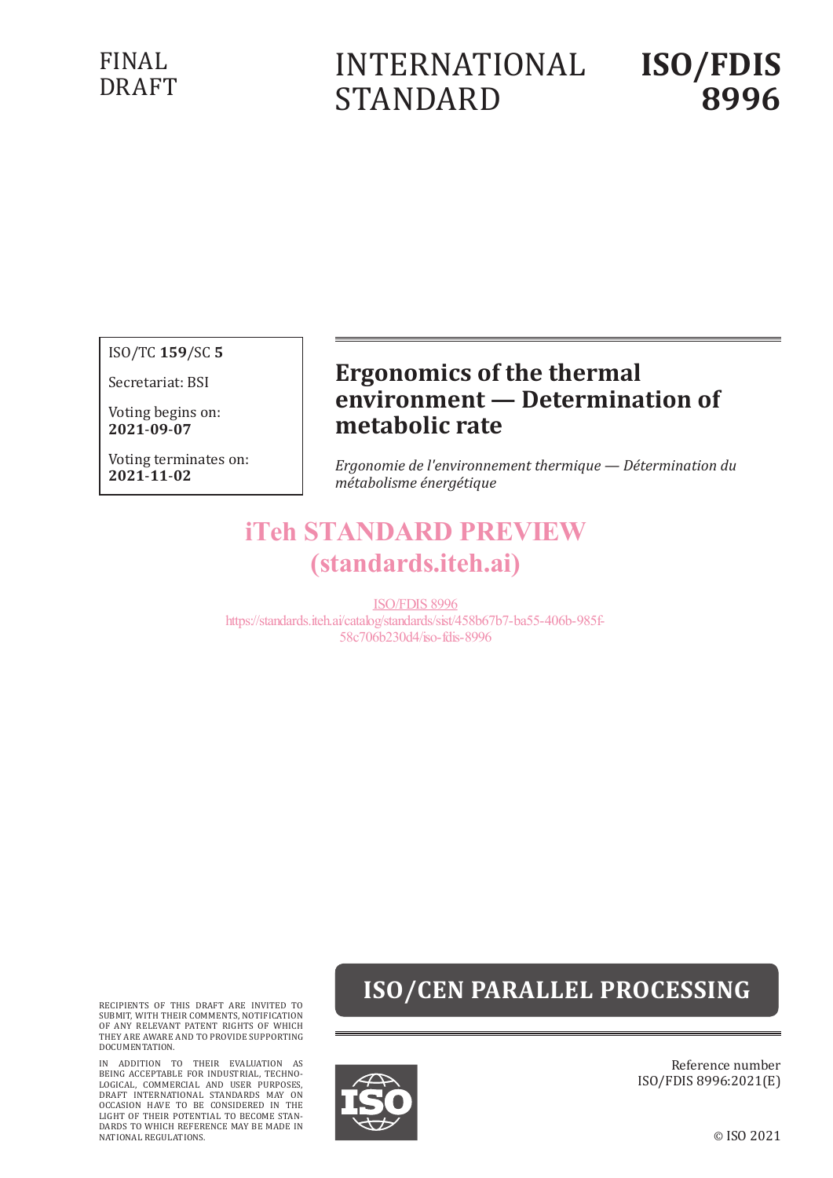FINAL DRAFT

# INTERNATIONAL STANDARD

# ISO/FDIS 8996

ISO/TC **159**/SC **5**

Secretariat: BSI

Voting begins on:
**2021-09-07**

Voting terminates on:
**2021-11-02**

## Ergonomics of the thermal environment — Determination of metabolic rate

*Ergonomie de l'environnement thermique — Détermination du métabolisme énergétique*

iTeh STANDARD PREVIEW
(standards.iteh.ai)

ISO/FDIS 8996
https://standards.iteh.ai/catalog/standards/sist/458b67b7-ba55-406b-985f-58c706b230d4/iso-fdis-8996

**ISO/CEN PARALLEL PROCESSING**

RECIPIENTS OF THIS DRAFT ARE INVITED TO SUBMIT, WITH THEIR COMMENTS, NOTIFICATION OF ANY RELEVANT PATENT RIGHTS OF WHICH THEY ARE AWARE AND TO PROVIDE SUPPORTING DOCUMENTATION.

IN ADDITION TO THEIR EVALUATION AS BEING ACCEPTABLE FOR INDUSTRIAL, TECHNOLOGICAL, COMMERCIAL AND USER PURPOSES, DRAFT INTERNATIONAL STANDARDS MAY ON OCCASION HAVE TO BE CONSIDERED IN THE LIGHT OF THEIR POTENTIAL TO BECOME STANDARDS TO WHICH REFERENCE MAY BE MADE IN NATIONAL REGULATIONS.

Reference number
ISO/FDIS 8996:2021(E)

© ISO 2021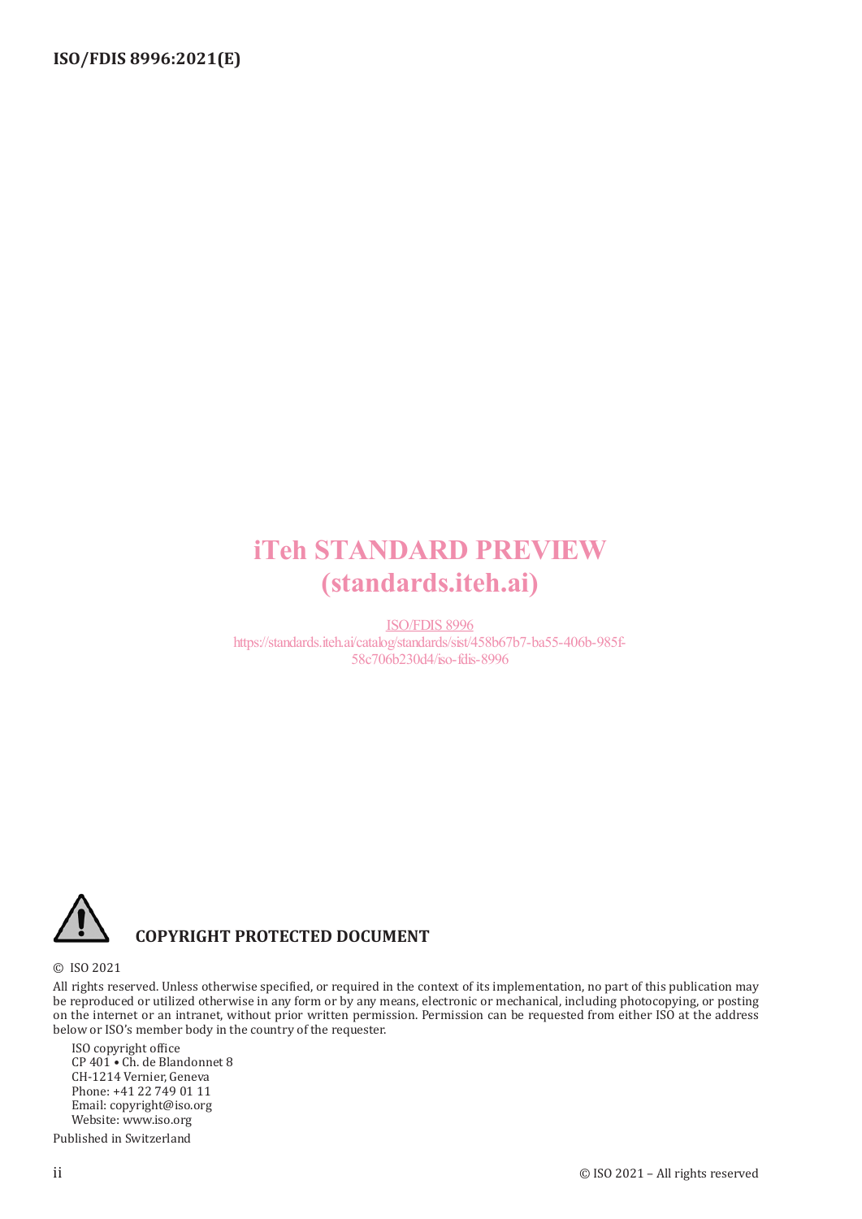iTeh STANDARD PREVIEW
(standards.iteh.ai)

ISO/FDIS 8996
https://standards.iteh.ai/catalog/standards/sist/458b67b7-ba55-406b-985f-58c706b230d4/iso-fdis-8996

**COPYRIGHT PROTECTED DOCUMENT**

© ISO 2021

All rights reserved. Unless otherwise specified, or required in the context of its implementation, no part of this publication may be reproduced or utilized otherwise in any form or by any means, electronic or mechanical, including photocopying, or posting on the internet or an intranet, without prior written permission. Permission can be requested from either ISO at the address below or ISO's member body in the country of the requester.

ISO copyright office
CP 401 • Ch. de Blandonnet 8
CH-1214 Vernier, Geneva
Phone: +41 22 749 01 11
Email: copyright@iso.org
Website: www.iso.org

Published in Switzerland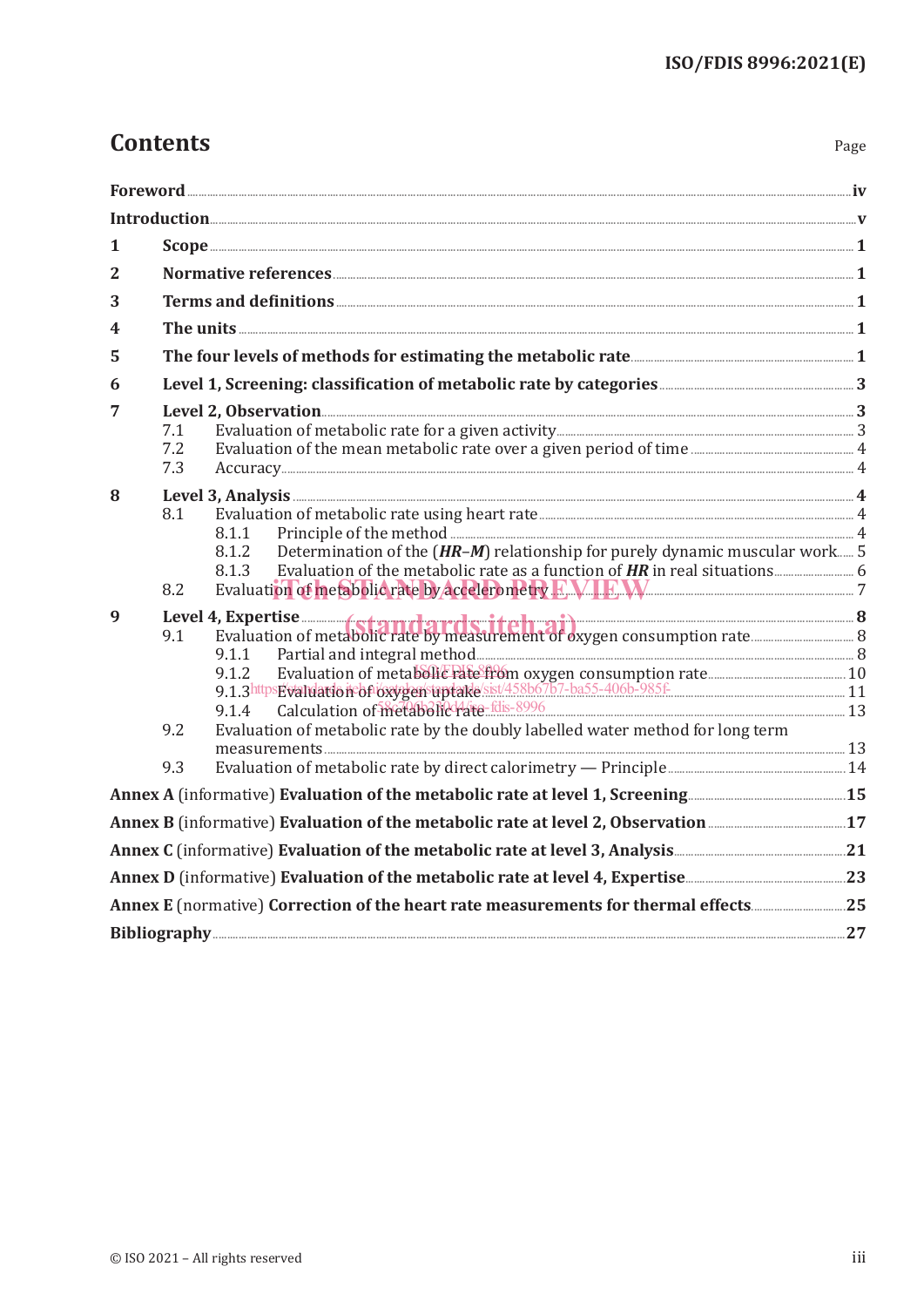# Contents

| | | Page |
|---|---|---|
| **Foreword** | | **iv** |
| **Introduction** | | **v** |
| **1** | **Scope** | **1** |
| **2** | **Normative references** | **1** |
| **3** | **Terms and definitions** | **1** |
| **4** | **The units** | **1** |
| **5** | **The four levels of methods for estimating the metabolic rate** | **1** |
| **6** | **Level 1, Screening: classification of metabolic rate by categories** | **3** |
| **7** | **Level 2, Observation** | **3** |
| 7.1 | Evaluation of metabolic rate for a given activity | 3 |
| 7.2 | Evaluation of the mean metabolic rate over a given period of time | 4 |
| 7.3 | Accuracy | 4 |
| **8** | **Level 3, Analysis** | **4** |
| 8.1 | Evaluation of metabolic rate using heart rate | 4 |
| 8.1.1 | Principle of the method | 4 |
| 8.1.2 | Determination of the (***HR***–***M***) relationship for purely dynamic muscular work | 5 |
| 8.1.3 | Evaluation of the metabolic rate as a function of ***HR*** in real situations | 6 |
| 8.2 | Evaluation of metabolic rate by accelerometry | 7 |
| **9** | **Level 4, Expertise** | **8** |
| 9.1 | Evaluation of metabolic rate by measurement of oxygen consumption rate | 8 |
| 9.1.1 | Partial and integral method | 8 |
| 9.1.2 | Evaluation of metabolic rate from oxygen consumption rate | 10 |
| 9.1.3 | Evaluation of oxygen uptake | 11 |
| 9.1.4 | Calculation of metabolic rate | 13 |
| 9.2 | Evaluation of metabolic rate by the doubly labelled water method for long term measurements | 13 |
| 9.3 | Evaluation of metabolic rate by direct calorimetry — Principle | 14 |
| **Annex A** (informative) **Evaluation of the metabolic rate at level 1, Screening** | | **15** |
| **Annex B** (informative) **Evaluation of the metabolic rate at level 2, Observation** | | **17** |
| **Annex C** (informative) **Evaluation of the metabolic rate at level 3, Analysis** | | **21** |
| **Annex D** (informative) **Evaluation of the metabolic rate at level 4, Expertise** | | **23** |
| **Annex E** (normative) **Correction of the heart rate measurements for thermal effects** | | **25** |
| **Bibliography** | | **27** |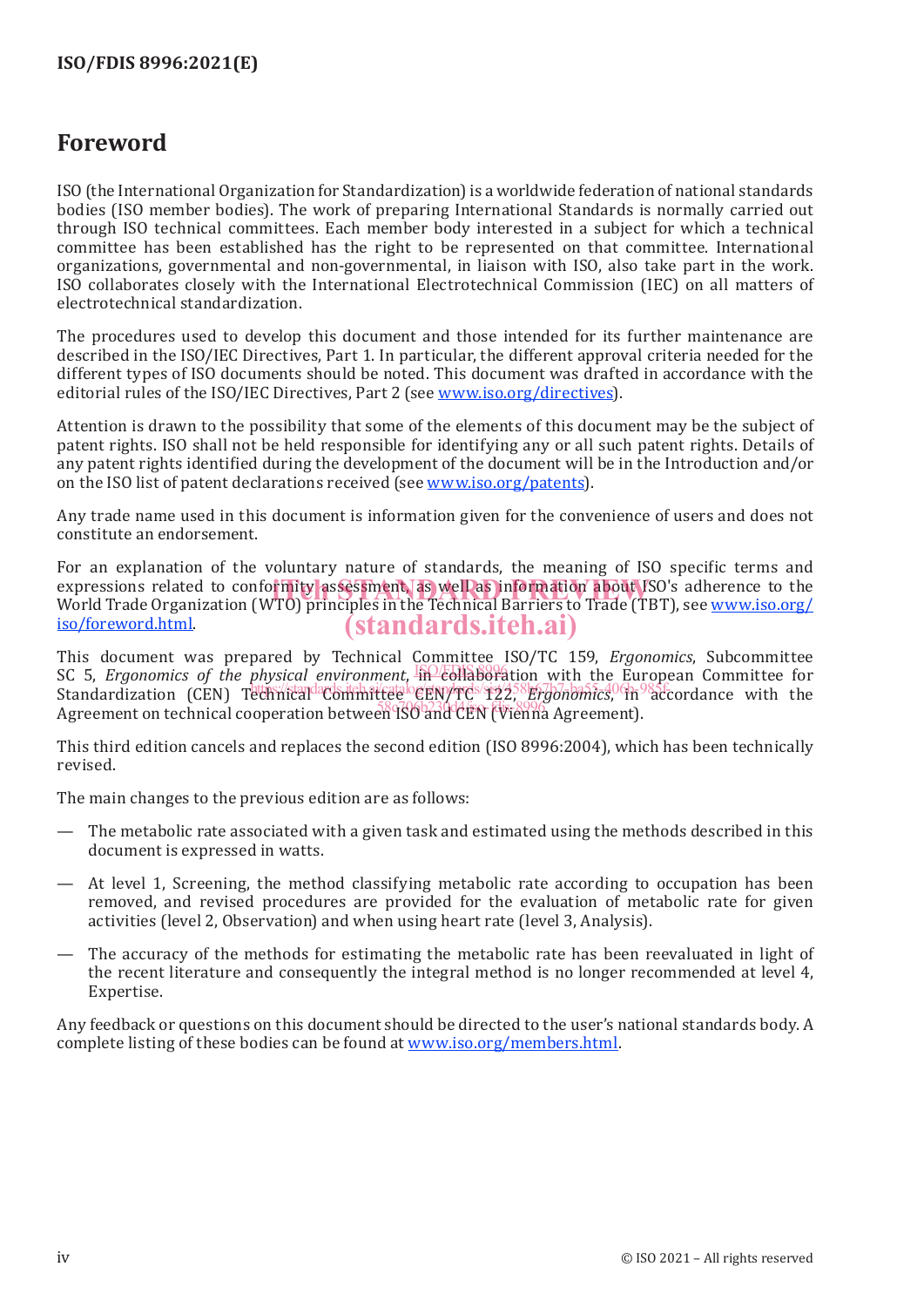# Foreword

ISO (the International Organization for Standardization) is a worldwide federation of national standards bodies (ISO member bodies). The work of preparing International Standards is normally carried out through ISO technical committees. Each member body interested in a subject for which a technical committee has been established has the right to be represented on that committee. International organizations, governmental and non-governmental, in liaison with ISO, also take part in the work. ISO collaborates closely with the International Electrotechnical Commission (IEC) on all matters of electrotechnical standardization.

The procedures used to develop this document and those intended for its further maintenance are described in the ISO/IEC Directives, Part 1. In particular, the different approval criteria needed for the different types of ISO documents should be noted. This document was drafted in accordance with the editorial rules of the ISO/IEC Directives, Part 2 (see www.iso.org/directives).

Attention is drawn to the possibility that some of the elements of this document may be the subject of patent rights. ISO shall not be held responsible for identifying any or all such patent rights. Details of any patent rights identified during the development of the document will be in the Introduction and/or on the ISO list of patent declarations received (see www.iso.org/patents).

Any trade name used in this document is information given for the convenience of users and does not constitute an endorsement.

For an explanation of the voluntary nature of standards, the meaning of ISO specific terms and expressions related to conformity assessment, as well as information about ISO's adherence to the World Trade Organization (WTO) principles in the Technical Barriers to Trade (TBT), see www.iso.org/iso/foreword.html.

This document was prepared by Technical Committee ISO/TC 159, *Ergonomics*, Subcommittee SC 5, *Ergonomics of the physical environment*, in collaboration with the European Committee for Standardization (CEN) Technical Committee CEN/TC 122, *Ergonomics*, in accordance with the Agreement on technical cooperation between ISO and CEN (Vienna Agreement).

This third edition cancels and replaces the second edition (ISO 8996:2004), which has been technically revised.

The main changes to the previous edition are as follows:

— The metabolic rate associated with a given task and estimated using the methods described in this document is expressed in watts.

— At level 1, Screening, the method classifying metabolic rate according to occupation has been removed, and revised procedures are provided for the evaluation of metabolic rate for given activities (level 2, Observation) and when using heart rate (level 3, Analysis).

— The accuracy of the methods for estimating the metabolic rate has been reevaluated in light of the recent literature and consequently the integral method is no longer recommended at level 4, Expertise.

Any feedback or questions on this document should be directed to the user's national standards body. A complete listing of these bodies can be found at www.iso.org/members.html.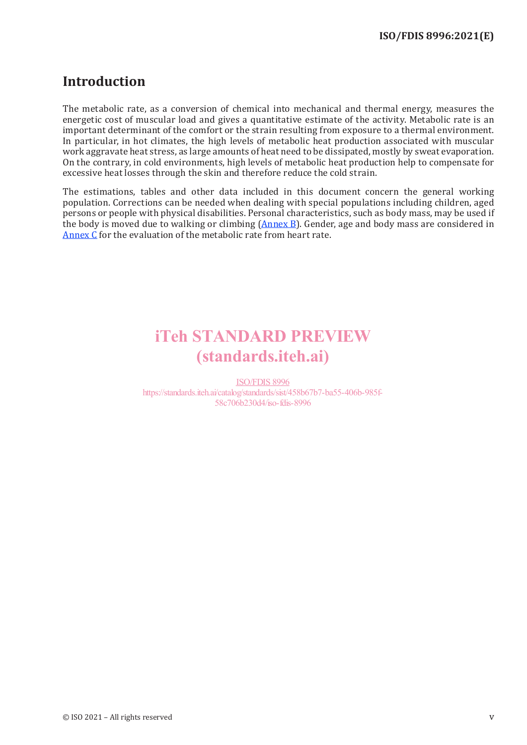# Introduction

The metabolic rate, as a conversion of chemical into mechanical and thermal energy, measures the energetic cost of muscular load and gives a quantitative estimate of the activity. Metabolic rate is an important determinant of the comfort or the strain resulting from exposure to a thermal environment. In particular, in hot climates, the high levels of metabolic heat production associated with muscular work aggravate heat stress, as large amounts of heat need to be dissipated, mostly by sweat evaporation. On the contrary, in cold environments, high levels of metabolic heat production help to compensate for excessive heat losses through the skin and therefore reduce the cold strain.

The estimations, tables and other data included in this document concern the general working population. Corrections can be needed when dealing with special populations including children, aged persons or people with physical disabilities. Personal characteristics, such as body mass, may be used if the body is moved due to walking or climbing (Annex B). Gender, age and body mass are considered in Annex C for the evaluation of the metabolic rate from heart rate.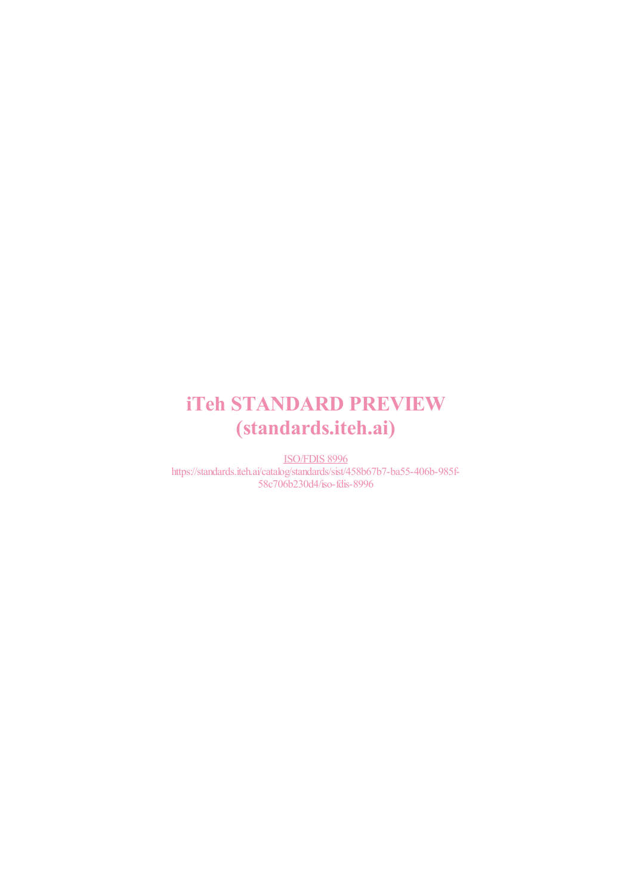# iTeh STANDARD PREVIEW
# (standards.iteh.ai)

ISO/FDIS 8996

https://standards.iteh.ai/catalog/standards/sist/458b67b7-ba55-406b-985f-58c706b230d4/iso-fdis-8996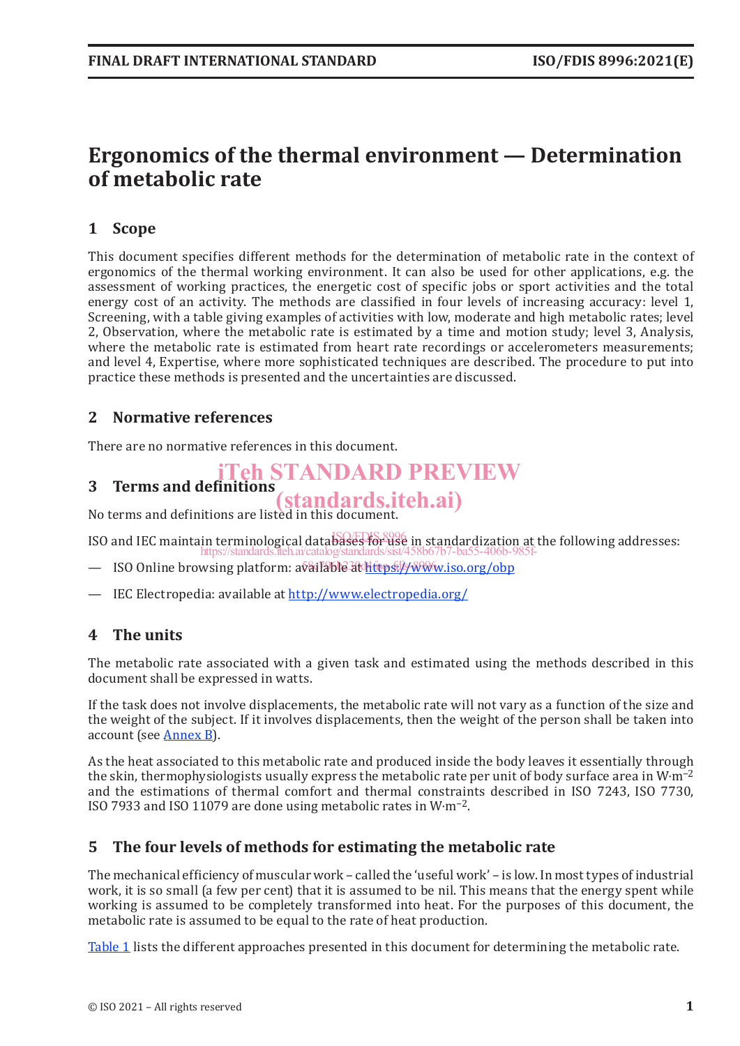# Ergonomics of the thermal environment — Determination of metabolic rate

## 1 Scope

This document specifies different methods for the determination of metabolic rate in the context of ergonomics of the thermal working environment. It can also be used for other applications, e.g. the assessment of working practices, the energetic cost of specific jobs or sport activities and the total energy cost of an activity. The methods are classified in four levels of increasing accuracy: level 1, Screening, with a table giving examples of activities with low, moderate and high metabolic rates; level 2, Observation, where the metabolic rate is estimated by a time and motion study; level 3, Analysis, where the metabolic rate is estimated from heart rate recordings or accelerometers measurements; and level 4, Expertise, where more sophisticated techniques are described. The procedure to put into practice these methods is presented and the uncertainties are discussed.

## 2 Normative references

There are no normative references in this document.

## 3 Terms and definitions

No terms and definitions are listed in this document.

ISO and IEC maintain terminological databases for use in standardization at the following addresses:

— ISO Online browsing platform: available at https://www.iso.org/obp

— IEC Electropedia: available at http://www.electropedia.org/

## 4 The units

The metabolic rate associated with a given task and estimated using the methods described in this document shall be expressed in watts.

If the task does not involve displacements, the metabolic rate will not vary as a function of the size and the weight of the subject. If it involves displacements, then the weight of the person shall be taken into account (see Annex B).

As the heat associated to this metabolic rate and produced inside the body leaves it essentially through the skin, thermophysiologists usually express the metabolic rate per unit of body surface area in $W \cdot m^{-2}$ and the estimations of thermal comfort and thermal constraints described in ISO 7243, ISO 7730, ISO 7933 and ISO 11079 are done using metabolic rates in $W \cdot m^{-2}$.

## 5 The four levels of methods for estimating the metabolic rate

The mechanical efficiency of muscular work – called the 'useful work' – is low. In most types of industrial work, it is so small (a few per cent) that it is assumed to be nil. This means that the energy spent while working is assumed to be completely transformed into heat. For the purposes of this document, the metabolic rate is assumed to be equal to the rate of heat production.

Table 1 lists the different approaches presented in this document for determining the metabolic rate.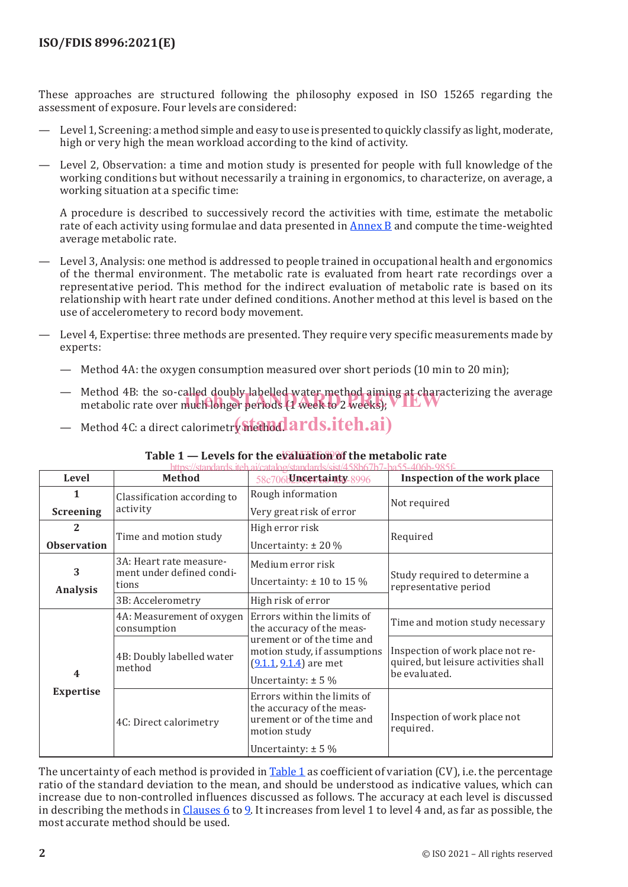These approaches are structured following the philosophy exposed in ISO 15265 regarding the assessment of exposure. Four levels are considered:

— Level 1, Screening: a method simple and easy to use is presented to quickly classify as light, moderate, high or very high the mean workload according to the kind of activity.

— Level 2, Observation: a time and motion study is presented for people with full knowledge of the working conditions but without necessarily a training in ergonomics, to characterize, on average, a working situation at a specific time:

  A procedure is described to successively record the activities with time, estimate the metabolic rate of each activity using formulae and data presented in Annex B and compute the time-weighted average metabolic rate.

— Level 3, Analysis: one method is addressed to people trained in occupational health and ergonomics of the thermal environment. The metabolic rate is evaluated from heart rate recordings over a representative period. This method for the indirect evaluation of metabolic rate is based on its relationship with heart rate under defined conditions. Another method at this level is based on the use of accelerometery to record body movement.

— Level 4, Expertise: three methods are presented. They require very specific measurements made by experts:

  — Method 4A: the oxygen consumption measured over short periods (10 min to 20 min);

  — Method 4B: the so-called doubly labelled water method aiming at characterizing the average metabolic rate over much longer periods (1 week to 2 weeks);

  — Method 4C: a direct calorimetry method.

**Table 1 — Levels for the evaluation of the metabolic rate**

| Level | Method | Uncertainty | Inspection of the work place |
|---|---|---|---|
| **1** **Screening** | Classification according to activity | Rough information<br>Very great risk of error | Not required |
| **2** **Observation** | Time and motion study | High error risk<br>Uncertainty: ± 20 % | Required |
| **3** **Analysis** | 3A: Heart rate measurement under defined conditions | Medium error risk<br>Uncertainty: ± 10 to 15 % | Study required to determine a representative period |
| | 3B: Accelerometry | High risk of error | |
| **4** **Expertise** | 4A: Measurement of oxygen consumption | Errors within the limits of the accuracy of the measurement or of the time and motion study, if assumptions (9.1.1, 9.1.4) are met<br>Uncertainty: ± 5 % | Time and motion study necessary |
| | 4B: Doubly labelled water method | | Inspection of work place not required, but leisure activities shall be evaluated. |
| | 4C: Direct calorimetry | Errors within the limits of the accuracy of the measurement or of the time and motion study<br>Uncertainty: ± 5 % | Inspection of work place not required. |

The uncertainty of each method is provided in Table 1 as coefficient of variation (CV), i.e. the percentage ratio of the standard deviation to the mean, and should be understood as indicative values, which can increase due to non-controlled influences discussed as follows. The accuracy at each level is discussed in describing the methods in Clauses 6 to 9. It increases from level 1 to level 4 and, as far as possible, the most accurate method should be used.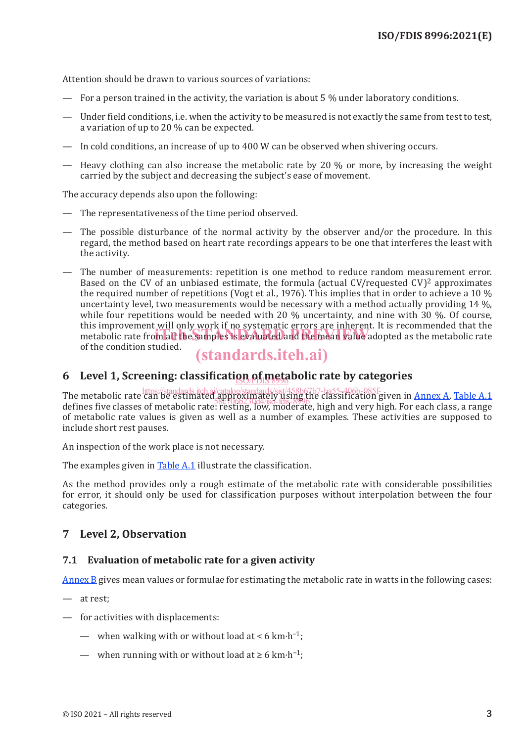Attention should be drawn to various sources of variations:

— For a person trained in the activity, the variation is about 5 % under laboratory conditions.

— Under field conditions, i.e. when the activity to be measured is not exactly the same from test to test, a variation of up to 20 % can be expected.

— In cold conditions, an increase of up to 400 W can be observed when shivering occurs.

— Heavy clothing can also increase the metabolic rate by 20 % or more, by increasing the weight carried by the subject and decreasing the subject's ease of movement.

The accuracy depends also upon the following:

— The representativeness of the time period observed.

— The possible disturbance of the normal activity by the observer and/or the procedure. In this regard, the method based on heart rate recordings appears to be one that interferes the least with the activity.

— The number of measurements: repetition is one method to reduce random measurement error. Based on the CV of an unbiased estimate, the formula (actual CV/requested CV)$^2$ approximates the required number of repetitions (Vogt et al., 1976). This implies that in order to achieve a 10 % uncertainty level, two measurements would be necessary with a method actually providing 14 %, while four repetitions would be needed with 20 % uncertainty, and nine with 30 %. Of course, this improvement will only work if no systematic errors are inherent. It is recommended that the metabolic rate from all the samples is evaluated and the mean value adopted as the metabolic rate of the condition studied.

## 6 Level 1, Screening: classification of metabolic rate by categories

The metabolic rate can be estimated approximately using the classification given in Annex A. Table A.1 defines five classes of metabolic rate: resting, low, moderate, high and very high. For each class, a range of metabolic rate values is given as well as a number of examples. These activities are supposed to include short rest pauses.

An inspection of the work place is not necessary.

The examples given in Table A.1 illustrate the classification.

As the method provides only a rough estimate of the metabolic rate with considerable possibilities for error, it should only be used for classification purposes without interpolation between the four categories.

## 7 Level 2, Observation

### 7.1 Evaluation of metabolic rate for a given activity

Annex B gives mean values or formulae for estimating the metabolic rate in watts in the following cases:

— at rest;

— for activities with displacements:

  — when walking with or without load at < 6 km·h$^{-1}$;

  — when running with or without load at ≥ 6 km·h$^{-1}$;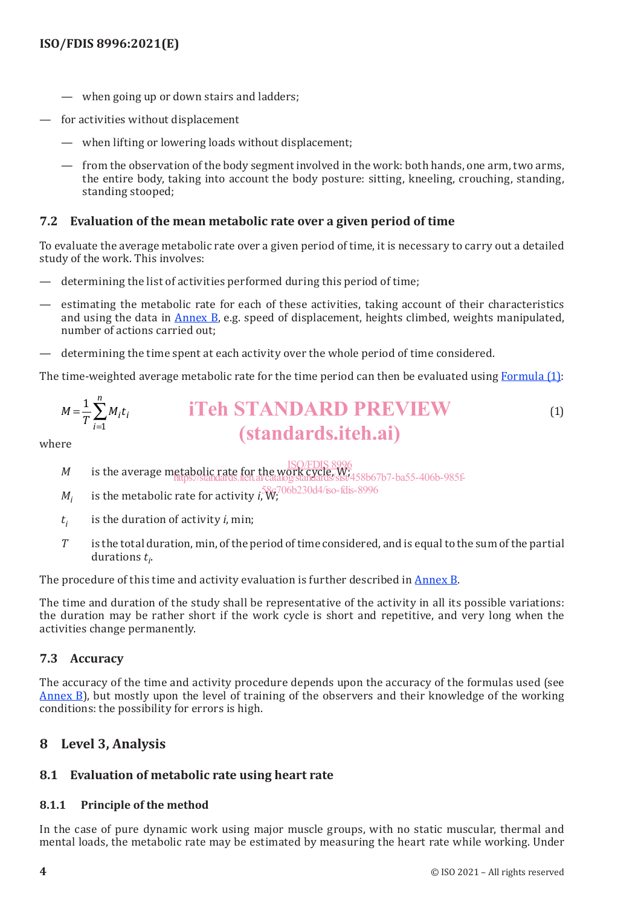- when going up or down stairs and ladders;
- for activities without displacement
  - when lifting or lowering loads without displacement;
  - from the observation of the body segment involved in the work: both hands, one arm, two arms, the entire body, taking into account the body posture: sitting, kneeling, crouching, standing, standing stooped;

### 7.2 Evaluation of the mean metabolic rate over a given period of time

To evaluate the average metabolic rate over a given period of time, it is necessary to carry out a detailed study of the work. This involves:

- determining the list of activities performed during this period of time;
- estimating the metabolic rate for each of these activities, taking account of their characteristics and using the data in Annex B, e.g. speed of displacement, heights climbed, weights manipulated, number of actions carried out;
- determining the time spent at each activity over the whole period of time considered.

The time-weighted average metabolic rate for the time period can then be evaluated using Formula (1):

$$M = \frac{1}{T}\sum_{i=1}^{n} M_i t_i \qquad (1)$$

where

$M$ is the average metabolic rate for the work cycle, W;

$M_i$ is the metabolic rate for activity $i$, W;

$t_i$ is the duration of activity $i$, min;

$T$ is the total duration, min, of the period of time considered, and is equal to the sum of the partial durations $t_i$.

The procedure of this time and activity evaluation is further described in Annex B.

The time and duration of the study shall be representative of the activity in all its possible variations: the duration may be rather short if the work cycle is short and repetitive, and very long when the activities change permanently.

### 7.3 Accuracy

The accuracy of the time and activity procedure depends upon the accuracy of the formulas used (see Annex B), but mostly upon the level of training of the observers and their knowledge of the working conditions: the possibility for errors is high.

## 8 Level 3, Analysis

### 8.1 Evaluation of metabolic rate using heart rate

#### 8.1.1 Principle of the method

In the case of pure dynamic work using major muscle groups, with no static muscular, thermal and mental loads, the metabolic rate may be estimated by measuring the heart rate while working. Under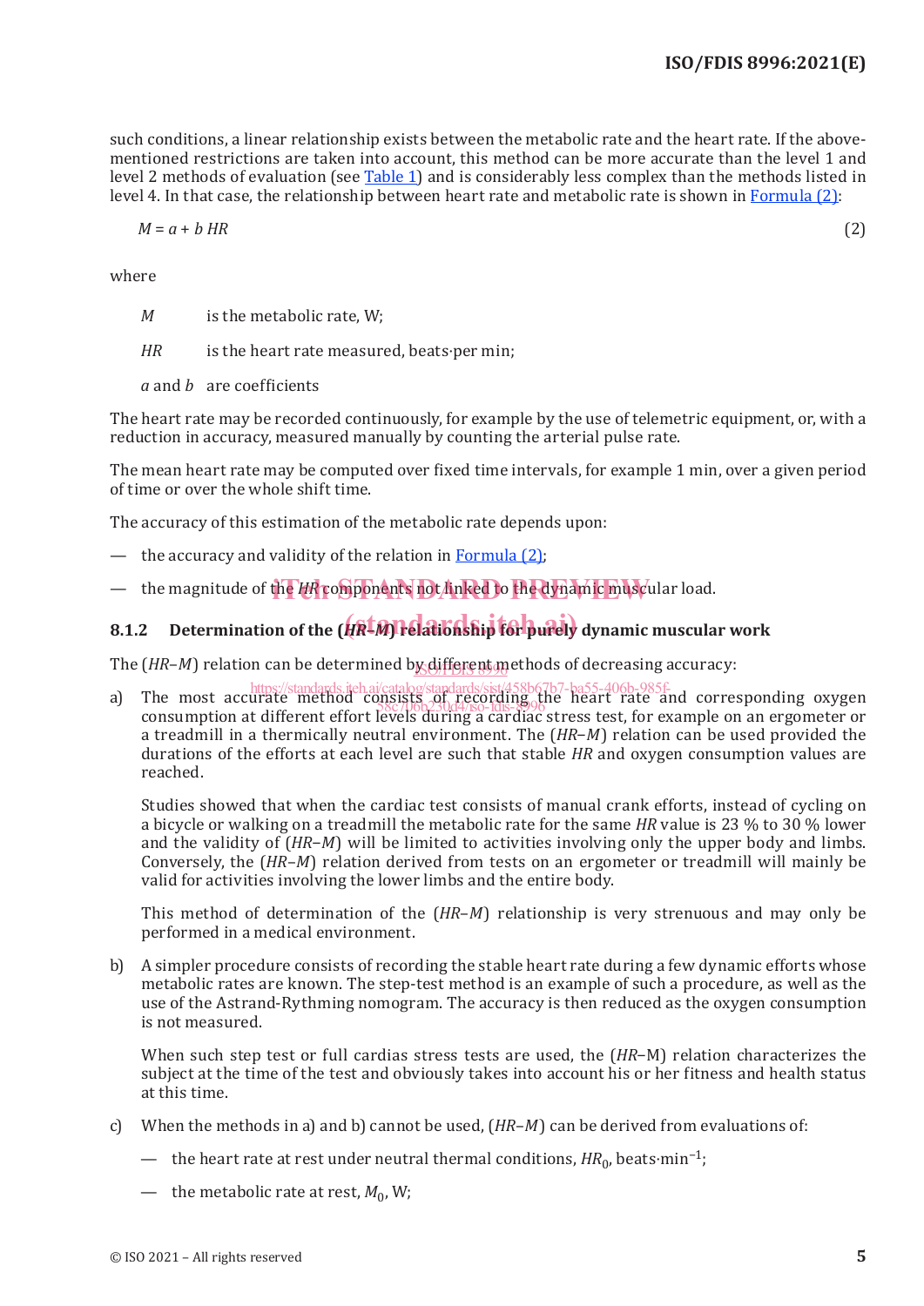such conditions, a linear relationship exists between the metabolic rate and the heart rate. If the above-mentioned restrictions are taken into account, this method can be more accurate than the level 1 and level 2 methods of evaluation (see Table 1) and is considerably less complex than the methods listed in level 4. In that case, the relationship between heart rate and metabolic rate is shown in Formula (2):

$$M = a + b\,HR \qquad (2)$$

where

| | |
|---|---|
| $M$ | is the metabolic rate, W; |
| $HR$ | is the heart rate measured, beats·per min; |
| $a$ and $b$ | are coefficients |

The heart rate may be recorded continuously, for example by the use of telemetric equipment, or, with a reduction in accuracy, measured manually by counting the arterial pulse rate.

The mean heart rate may be computed over fixed time intervals, for example 1 min, over a given period of time or over the whole shift time.

The accuracy of this estimation of the metabolic rate depends upon:

— the accuracy and validity of the relation in Formula (2);

— the magnitude of the $HR$ components not linked to the dynamic muscular load.

### 8.1.2 Determination of the ($HR$–$M$) relationship for purely dynamic muscular work

The ($HR$–$M$) relation can be determined by different methods of decreasing accuracy:

a) The most accurate method consists of recording the heart rate and corresponding oxygen consumption at different effort levels during a cardiac stress test, for example on an ergometer or a treadmill in a thermically neutral environment. The ($HR$–$M$) relation can be used provided the durations of the efforts at each level are such that stable $HR$ and oxygen consumption values are reached.

   Studies showed that when the cardiac test consists of manual crank efforts, instead of cycling on a bicycle or walking on a treadmill the metabolic rate for the same $HR$ value is 23 % to 30 % lower and the validity of ($HR$–$M$) will be limited to activities involving only the upper body and limbs. Conversely, the ($HR$–$M$) relation derived from tests on an ergometer or treadmill will mainly be valid for activities involving the lower limbs and the entire body.

   This method of determination of the ($HR$–$M$) relationship is very strenuous and may only be performed in a medical environment.

b) A simpler procedure consists of recording the stable heart rate during a few dynamic efforts whose metabolic rates are known. The step-test method is an example of such a procedure, as well as the use of the Astrand-Rythming nomogram. The accuracy is then reduced as the oxygen consumption is not measured.

   When such step test or full cardias stress tests are used, the ($HR$–M) relation characterizes the subject at the time of the test and obviously takes into account his or her fitness and health status at this time.

c) When the methods in a) and b) cannot be used, ($HR$–$M$) can be derived from evaluations of:

   — the heart rate at rest under neutral thermal conditions, $HR_0$, beats·min$^{-1}$;

   — the metabolic rate at rest, $M_0$, W;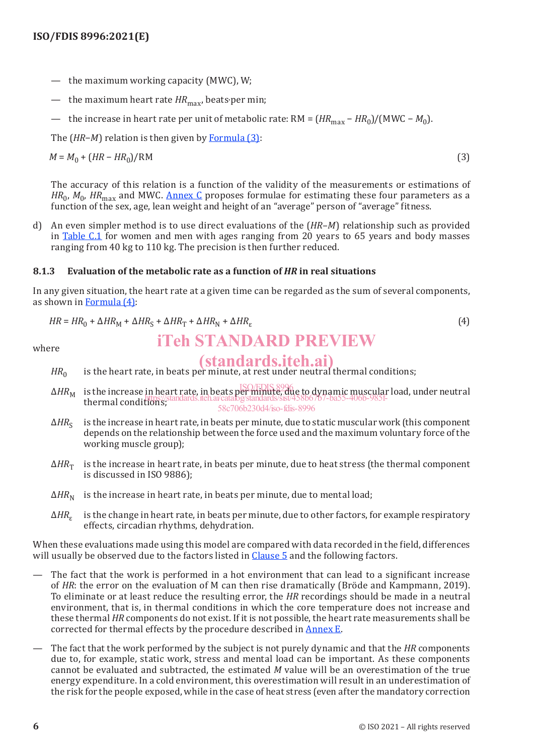— the maximum working capacity (MWC), W;

— the maximum heart rate $HR_{max}$, beats·per min;

— the increase in heart rate per unit of metabolic rate: RM = $(HR_{max} - HR_0)/(MWC - M_0)$.

The ($HR$–$M$) relation is then given by Formula (3):

$$M = M_0 + (HR - HR_0)/RM \tag{3}$$

The accuracy of this relation is a function of the validity of the measurements or estimations of $HR_0$, $M_0$, $HR_{max}$ and MWC. Annex C proposes formulae for estimating these four parameters as a function of the sex, age, lean weight and height of an "average" person of "average" fitness.

d) An even simpler method is to use direct evaluations of the ($HR$–$M$) relationship such as provided in Table C.1 for women and men with ages ranging from 20 years to 65 years and body masses ranging from 40 kg to 110 kg. The precision is then further reduced.

### 8.1.3 Evaluation of the metabolic rate as a function of *HR* in real situations

In any given situation, the heart rate at a given time can be regarded as the sum of several components, as shown in Formula (4):

$$HR = HR_0 + \Delta HR_M + \Delta HR_S + \Delta HR_T + \Delta HR_N + \Delta HR_\varepsilon \tag{4}$$

where

$HR_0$ is the heart rate, in beats per minute, at rest under neutral thermal conditions;

$\Delta HR_M$ is the increase in heart rate, in beats per minute, due to dynamic muscular load, under neutral thermal conditions;

$\Delta HR_S$ is the increase in heart rate, in beats per minute, due to static muscular work (this component depends on the relationship between the force used and the maximum voluntary force of the working muscle group);

$\Delta HR_T$ is the increase in heart rate, in beats per minute, due to heat stress (the thermal component is discussed in ISO 9886);

$\Delta HR_N$ is the increase in heart rate, in beats per minute, due to mental load;

$\Delta HR_\varepsilon$ is the change in heart rate, in beats per minute, due to other factors, for example respiratory effects, circadian rhythms, dehydration.

When these evaluations made using this model are compared with data recorded in the field, differences will usually be observed due to the factors listed in Clause 5 and the following factors.

— The fact that the work is performed in a hot environment that can lead to a significant increase of $HR$: the error on the evaluation of M can then rise dramatically (Bröde and Kampmann, 2019). To eliminate or at least reduce the resulting error, the $HR$ recordings should be made in a neutral environment, that is, in thermal conditions in which the core temperature does not increase and these thermal $HR$ components do not exist. If it is not possible, the heart rate measurements shall be corrected for thermal effects by the procedure described in Annex E.

— The fact that the work performed by the subject is not purely dynamic and that the $HR$ components due to, for example, static work, stress and mental load can be important. As these components cannot be evaluated and subtracted, the estimated $M$ value will be an overestimation of the true energy expenditure. In a cold environment, this overestimation will result in an underestimation of the risk for the people exposed, while in the case of heat stress (even after the mandatory correction